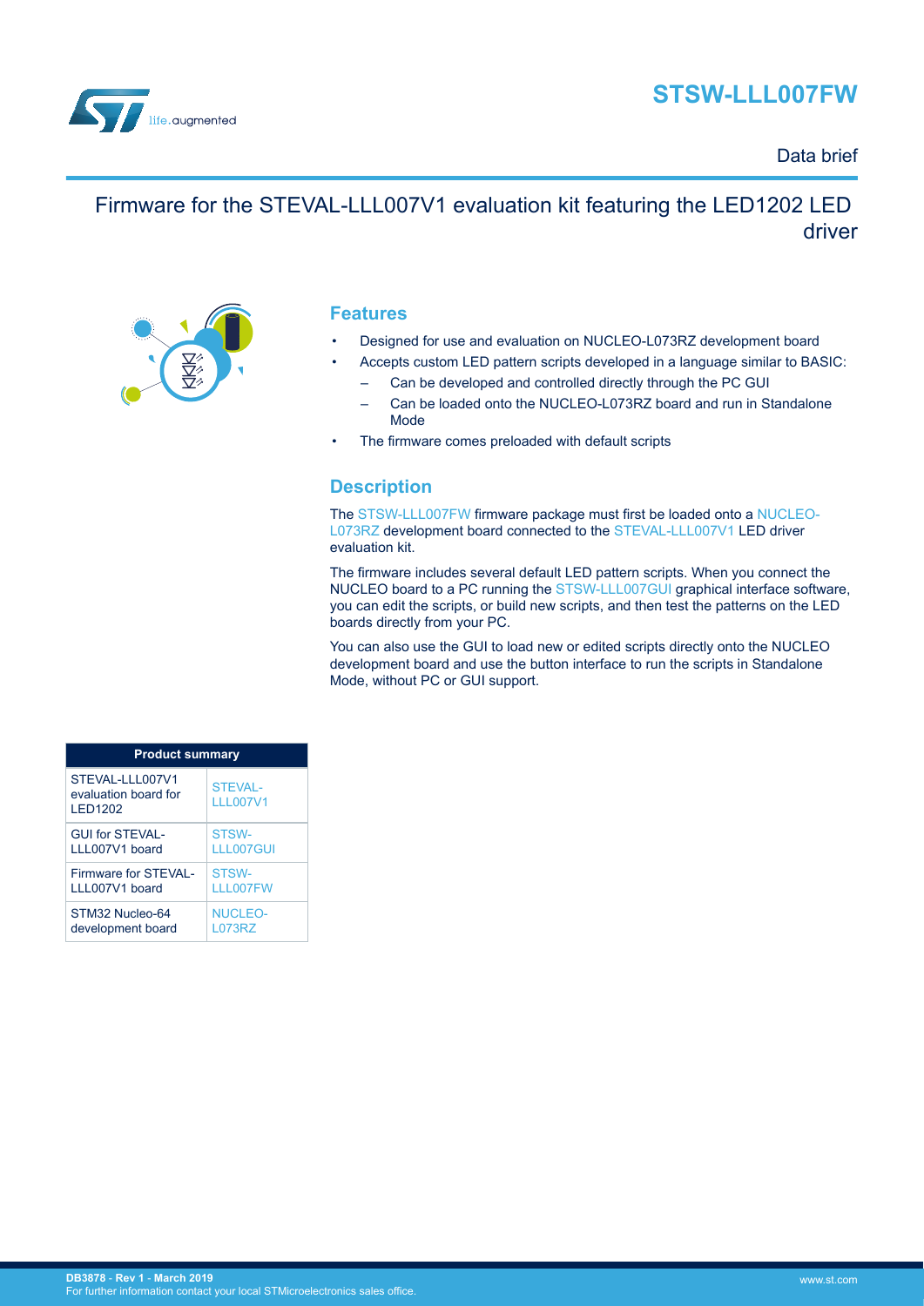# STSW-LLL007FW

Data brief

## Firmware for the STEVAL-LLL007V1 evaluation kit featuring the LED1202 LED driver

## Features

- Designed for use and evaluation on NUCLEO-L073RZ development board
- Accepts custom LED pattern scripts developed in a language similar to BASIC:
  - Can be developed and controlled directly through the PC GUI
  - Can be loaded onto the NUCLEO-L073RZ board and run in Standalone Mode
- The firmware comes preloaded with default scripts

## Description

The STSW-LLL007FW firmware package must first be loaded onto a NUCLEO-L073RZ development board connected to the STEVAL-LLL007V1 LED driver evaluation kit.

The firmware includes several default LED pattern scripts. When you connect the NUCLEO board to a PC running the STSW-LLL007GUI graphical interface software, you can edit the scripts, or build new scripts, and then test the patterns on the LED boards directly from your PC.

You can also use the GUI to load new or edited scripts directly onto the NUCLEO development board and use the button interface to run the scripts in Standalone Mode, without PC or GUI support.

| Product summary | |
|---|---|
| STEVAL-LLL007V1 evaluation board for LED1202 | STEVAL-LLL007V1 |
| GUI for STEVAL-LLL007V1 board | STSW-LLL007GUI |
| Firmware for STEVAL-LLL007V1 board | STSW-LLL007FW |
| STM32 Nucleo-64 development board | NUCLEO-L073RZ |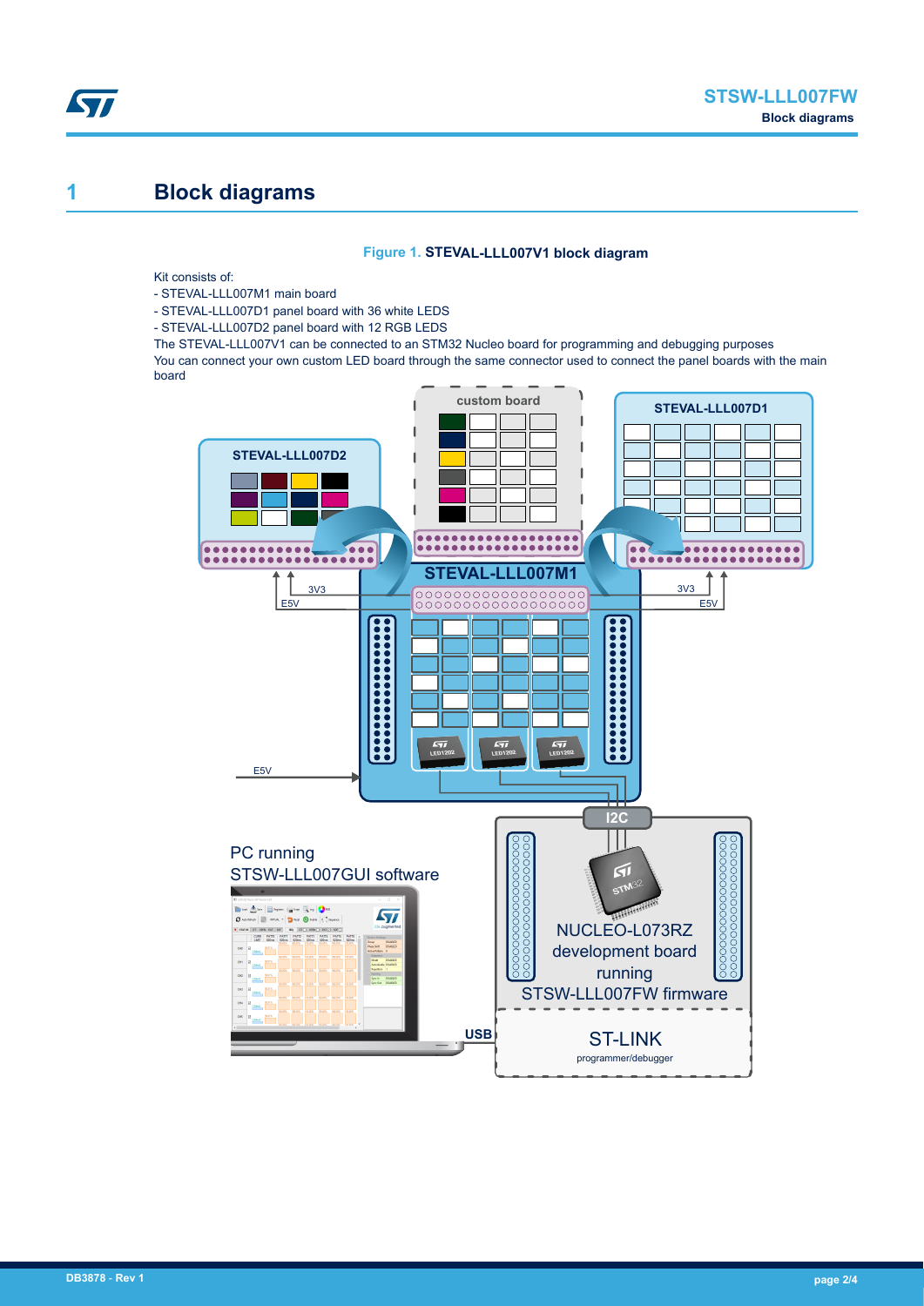# 1 Block diagrams

**Figure 1. STEVAL-LLL007V1 block diagram**

Kit consists of:
- STEVAL-LLL007M1 main board
- STEVAL-LLL007D1 panel board with 36 white LEDS
- STEVAL-LLL007D2 panel board with 12 RGB LEDS

The STEVAL-LLL007V1 can be connected to an STM32 Nucleo board for programming and debugging purposes

You can connect your own custom LED board through the same connector used to connect the panel boards with the main board

custom board

STEVAL-LLL007D2

STEVAL-LLL007D1

STEVAL-LLL007M1

3V3

E5V

3V3

E5V

E5V

I2C

PC running STSW-LLL007GUI software

NUCLEO-L073RZ development board running STSW-LLL007FW firmware

USB

ST-LINK programmer/debugger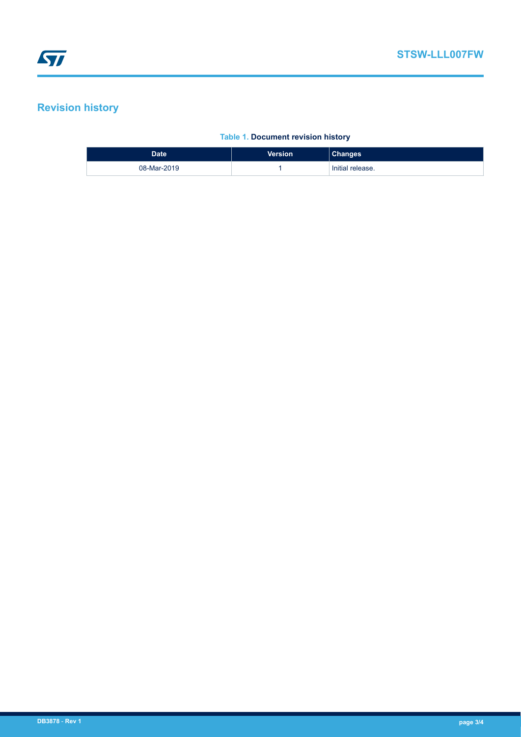## Revision history

**Table 1. Document revision history**

| Date | Version | Changes |
| --- | --- | --- |
| 08-Mar-2019 | 1 | Initial release. |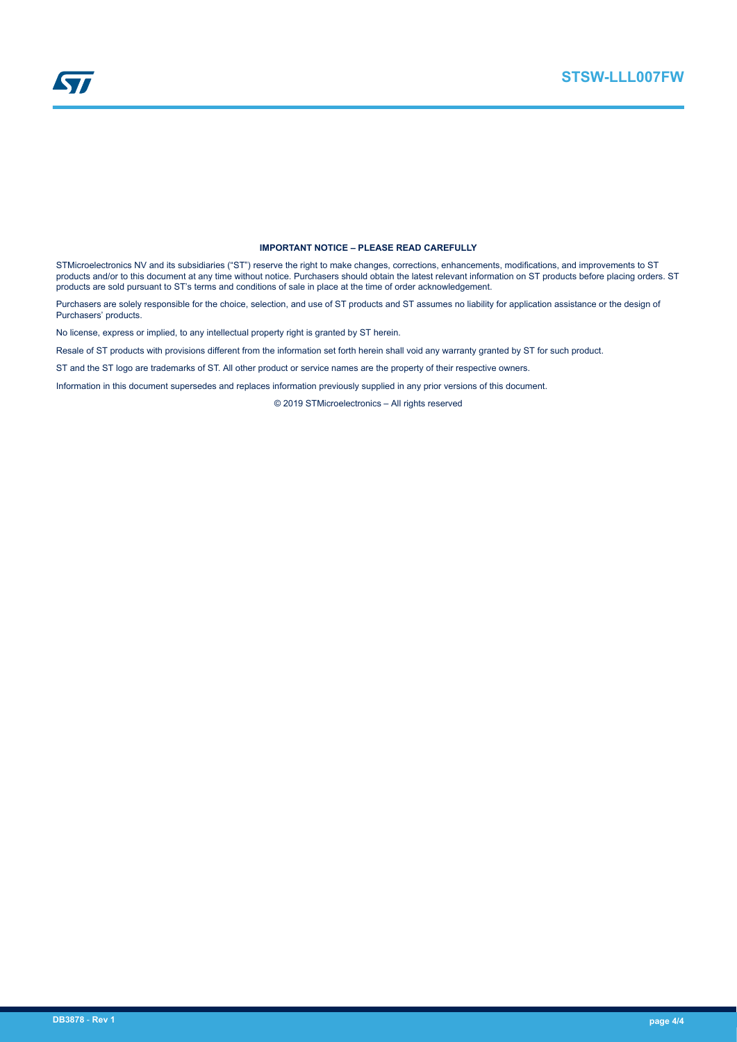**IMPORTANT NOTICE – PLEASE READ CAREFULLY**

STMicroelectronics NV and its subsidiaries ("ST") reserve the right to make changes, corrections, enhancements, modifications, and improvements to ST products and/or to this document at any time without notice. Purchasers should obtain the latest relevant information on ST products before placing orders. ST products are sold pursuant to ST's terms and conditions of sale in place at the time of order acknowledgement.

Purchasers are solely responsible for the choice, selection, and use of ST products and ST assumes no liability for application assistance or the design of Purchasers' products.

No license, express or implied, to any intellectual property right is granted by ST herein.

Resale of ST products with provisions different from the information set forth herein shall void any warranty granted by ST for such product.

ST and the ST logo are trademarks of ST. All other product or service names are the property of their respective owners.

Information in this document supersedes and replaces information previously supplied in any prior versions of this document.

© 2019 STMicroelectronics – All rights reserved